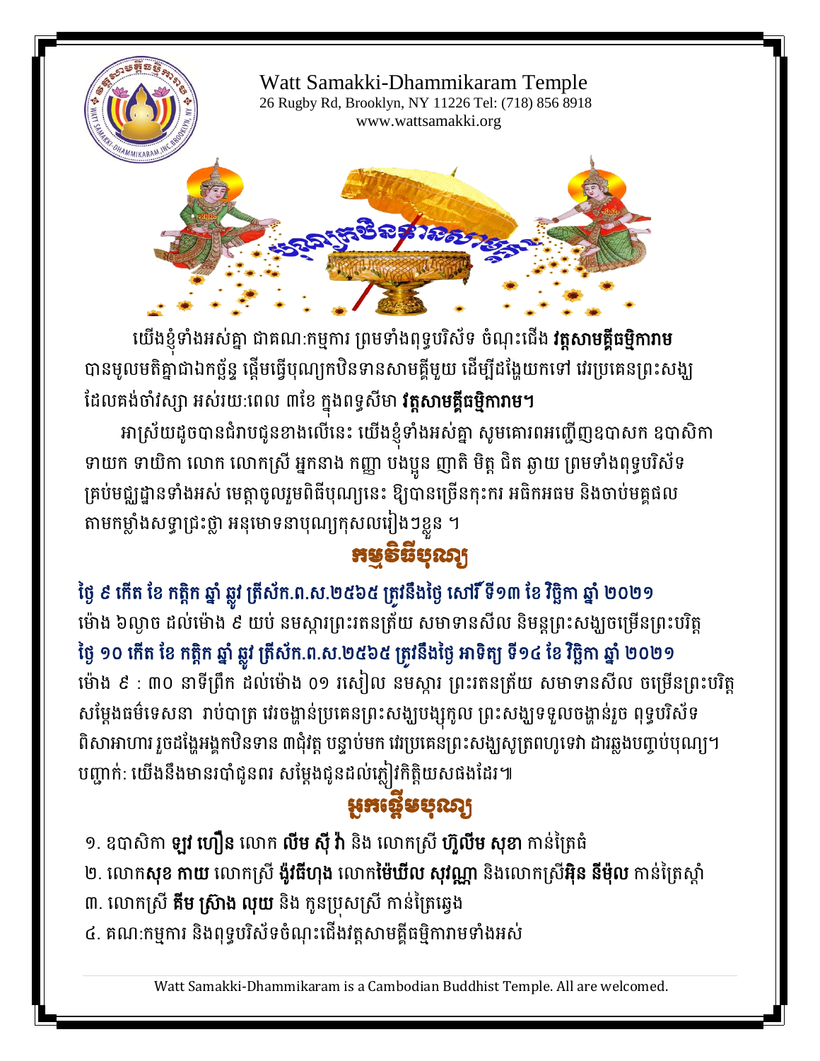Watt Samakki-Dhammikaram Temple
26 Rugby Rd, Brooklyn, NY 11226 Tel: (718) 856 8918
www.wattsamakki.org

បុណ្យកឋិនទានសាមគ្គី

យើងខ្ញុំទាំងអស់គ្នា ជាគណៈកម្មការ ព្រមទាំងពុទ្ធបរិស័ទ ចំណុះជើង **វត្តសាមគ្គីធម្មិការាម** បានមូលមតិគ្នាជាឯកច្ឆ័ន្ទ ផ្ដើមធ្វើបុណ្យកឋិនទានសាមគ្គីមួយ ដើម្បីដង្ហែយកទៅ វេរប្រគេនព្រះសង្ឃ ដែលគង់ចាំវស្សា អស់រយៈពេល ៣ខែ ក្នុងពទ្ធសីមា **វត្តសាមគ្គីធម្មិការាម។**

អាស្រ័យដូចបានជំរាបជូនខាងលើនេះ យើងខ្ញុំទាំងអស់គ្នា សូមគោរពអញ្ជើញឧបាសក ឧបាសិកា ទាយក ទាយិកា លោក លោកស្រី អ្នកនាង កញ្ញា បងប្អូន ញាតិ មិត្ត ជិត ឆ្ងាយ ព្រមទាំងពុទ្ធបរិស័ទ គ្រប់មជ្ឈដ្ឋានទាំងអស់ មេត្តាចូលរួមពិធីបុណ្យនេះ ឱ្យបានច្រើនកុះករ អធិកអធម និងចាប់មគ្គផល តាមកម្លាំងសទ្ធាជ្រះថ្លា អនុមោទនាបុណ្យកុសលរៀងៗខ្លួន ។

## កម្មវិធីបុណ្យ

**ថ្ងៃ ៩ កើត ខែ កត្តិក ឆ្នាំ ឆ្លូវ ត្រីស័ក.ព.ស.២៥៦៥ ត្រូវនឹងថ្ងៃ សៅរ៍ ទី១៣ ខែ វិច្ឆិកា ឆ្នាំ ២០២១**
ម៉ោង ៦ល្ងាច ដល់ម៉ោង ៩ យប់ នមស្ការព្រះរតនត្រ័យ សមាទានសីល និមន្តព្រះសង្ឃចម្រើនព្រះបរិត្ត
**ថ្ងៃ ១០ កើត ខែ កត្តិក ឆ្នាំ ឆ្លូវ ត្រីស័ក.ព.ស.២៥៦៥ ត្រូវនឹងថ្ងៃ អាទិត្យ ទី១៤ ខែ វិច្ឆិកា ឆ្នាំ ២០២១**
ម៉ោង ៩ : ៣០ នាទីព្រឹក ដល់ម៉ោង ០១ រសៀល នមស្ការ ព្រះរតនត្រ័យ សមាទានសីល ចម្រើនព្រះបរិត្ត សម្តែងធម៌ទេសនា រាប់បាត្រ វេរចង្ហាន់ប្រគេនព្រះសង្ឃបង្សុកូល ព្រះសង្ឃទទួលចង្ហាន់រួច ពុទ្ធបរិស័ទ ពិសារអាហារ រួចដង្ហែអង្គកឋិនទាន ៣ជុំវត្ត បន្ទាប់មក វេរប្រគេនព្រះសង្ឃសូត្រពហុទេវា ដារឆ្លងបញ្ចប់បុណ្យ។
បញ្ជាក់: យើងនឹងមានរបាំជូនពរ សម្តែងជូនដល់ភ្ញៀវកិត្តិយសផងដែរ៕

## អ្នកផ្ដើមបុណ្យ

១. ឧបាសិកា **ឡាវ ហឿន** លោក **លីម ស៊ីវ៉ា** និង លោកស្រី **ហ៊ួលីម សុខា** កាន់ត្រៃធំ
២. លោក**សុខ កាយ** លោកស្រី **ង៉ូវធីហុង** លោក**ម៉ៃយ៉ឺល សុវណ្ណា** និងលោកស្រី**អ៊ិន នីម៉ុល** កាន់ត្រៃស្តាំ
៣. លោកស្រី **គីម ស្រ៊ាង លុយ** និង កូនប្រុសស្រី កាន់ត្រៃឆ្វេង
៤. គណៈកម្មការ និងពុទ្ធបរិស័ទចំណុះជើងវត្តសាមគ្គីធម្មិការាមទាំងអស់

Watt Samakki-Dhammikaram is a Cambodian Buddhist Temple. All are welcomed.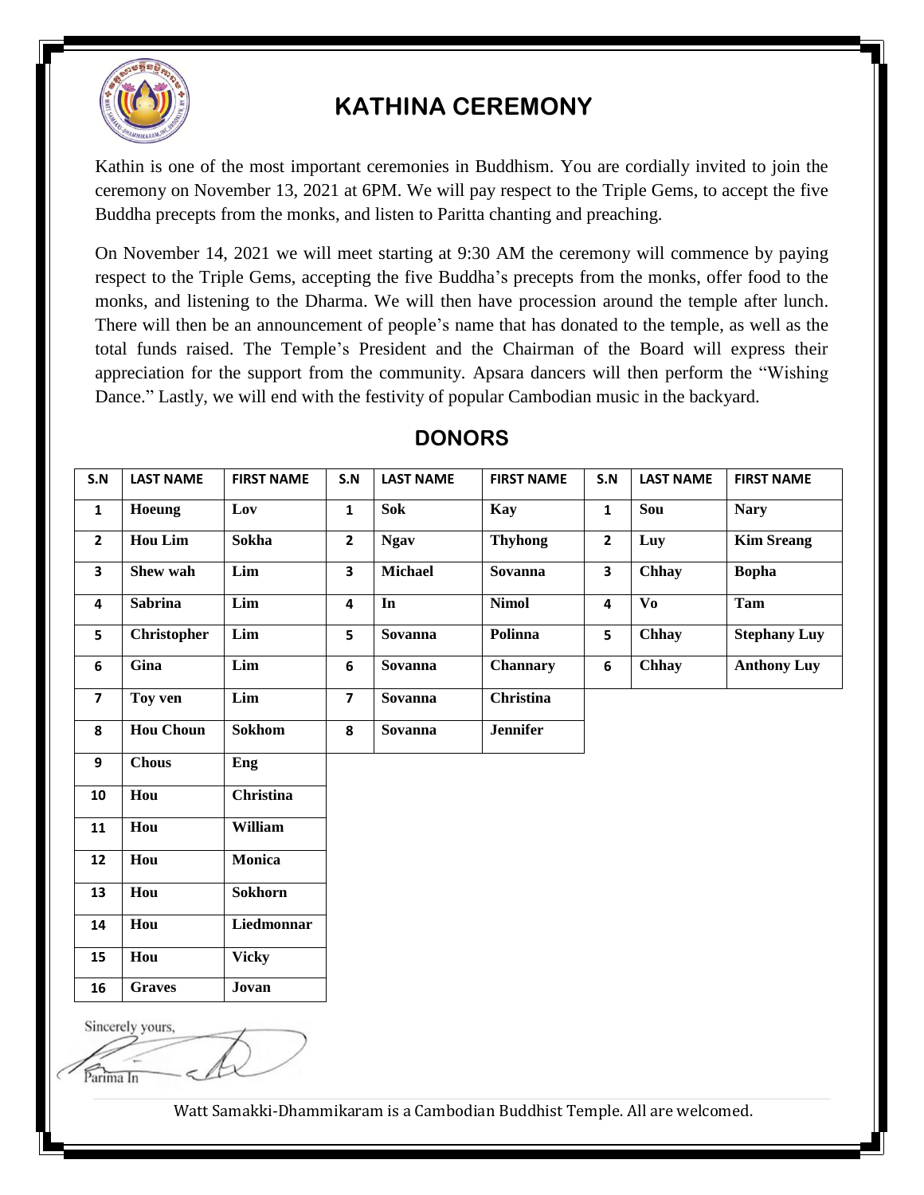# KATHINA CEREMONY

Kathin is one of the most important ceremonies in Buddhism. You are cordially invited to join the ceremony on November 13, 2021 at 6PM. We will pay respect to the Triple Gems, to accept the five Buddha precepts from the monks, and listen to Paritta chanting and preaching.

On November 14, 2021 we will meet starting at 9:30 AM the ceremony will commence by paying respect to the Triple Gems, accepting the five Buddha's precepts from the monks, offer food to the monks, and listening to the Dharma. We will then have procession around the temple after lunch. There will then be an announcement of people's name that has donated to the temple, as well as the total funds raised. The Temple's President and the Chairman of the Board will express their appreciation for the support from the community. Apsara dancers will then perform the "Wishing Dance." Lastly, we will end with the festivity of popular Cambodian music in the backyard.

## DONORS

| S.N | LAST NAME | FIRST NAME | S.N | LAST NAME | FIRST NAME | S.N | LAST NAME | FIRST NAME |
|---|---|---|---|---|---|---|---|---|
| 1 | **Hoeung** | **Lov** | 1 | **Sok** | **Kay** | 1 | **Sou** | **Nary** |
| 2 | **Hou Lim** | **Sokha** | 2 | **Ngav** | **Thyhong** | 2 | **Luy** | **Kim Sreang** |
| 3 | **Shew wah** | **Lim** | 3 | **Michael** | **Sovanna** | 3 | **Chhay** | **Bopha** |
| 4 | **Sabrina** | **Lim** | 4 | **In** | **Nimol** | 4 | **Vo** | **Tam** |
| 5 | **Christopher** | **Lim** | 5 | **Sovanna** | **Polinna** | 5 | **Chhay** | **Stephany Luy** |
| 6 | **Gina** | **Lim** | 6 | **Sovanna** | **Channary** | 6 | **Chhay** | **Anthony Luy** |
| 7 | **Toy ven** | **Lim** | 7 | **Sovanna** | **Christina** | | | |
| 8 | **Hou Choun** | **Sokhom** | 8 | **Sovanna** | **Jennifer** | | | |
| 9 | **Chous** | **Eng** | | | | | | |
| 10 | **Hou** | **Christina** | | | | | | |
| 11 | **Hou** | **William** | | | | | | |
| 12 | **Hou** | **Monica** | | | | | | |
| 13 | **Hou** | **Sokhorn** | | | | | | |
| 14 | **Hou** | **Liedmonnar** | | | | | | |
| 15 | **Hou** | **Vicky** | | | | | | |
| 16 | **Graves** | **Jovan** | | | | | | |

Sincerely yours,

Parima In

Watt Samakki-Dhammikaram is a Cambodian Buddhist Temple. All are welcomed.